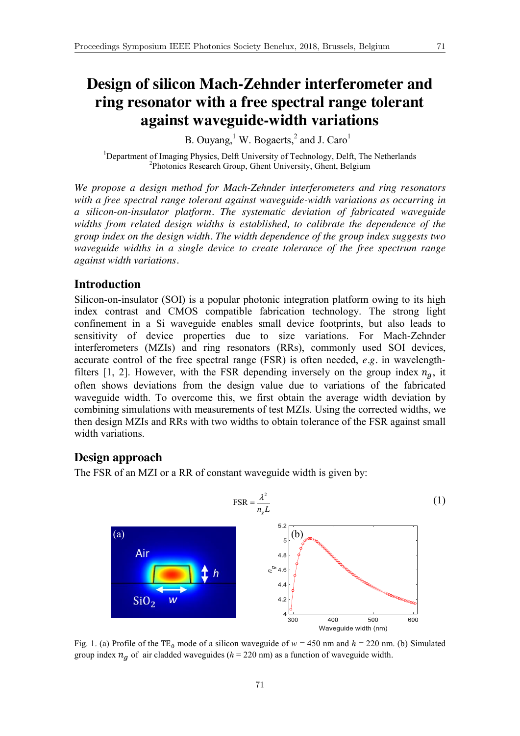# Design of silicon Mach-Zehnder interferometer and ring resonator with a free spectral range tolerant against waveguide-width variations

B. Ouyang,[1] W. Bogaerts,[2] and J. Caro[1]

[1]Department of Imaging Physics, Delft University of Technology, Delft, The Netherlands
[2]Photonics Research Group, Ghent University, Ghent, Belgium

*We propose a design method for Mach-Zehnder interferometers and ring resonators with a free spectral range tolerant against waveguide-width variations as occurring in a silicon-on-insulator platform. The systematic deviation of fabricated waveguide widths from related design widths is established, to calibrate the dependence of the group index on the design width. The width dependence of the group index suggests two waveguide widths in a single device to create tolerance of the free spectrum range against width variations.*

## Introduction

Silicon-on-insulator (SOI) is a popular photonic integration platform owing to its high index contrast and CMOS compatible fabrication technology. The strong light confinement in a Si waveguide enables small device footprints, but also leads to sensitivity of device properties due to size variations. For Mach-Zehnder interferometers (MZIs) and ring resonators (RRs), commonly used SOI devices, accurate control of the free spectral range (FSR) is often needed, *e.g.* in wavelength-filters [1, 2]. However, with the FSR depending inversely on the group index $n_g$, it often shows deviations from the design value due to variations of the fabricated waveguide width. To overcome this, we first obtain the average width deviation by combining simulations with measurements of test MZIs. Using the corrected widths, we then design MZIs and RRs with two widths to obtain tolerance of the FSR against small width variations.

## Design approach

The FSR of an MZI or a RR of constant waveguide width is given by:

$$\text{FSR} = \frac{\lambda^2}{n_g L} \tag{1}$$

Fig. 1. (a) Profile of the $TE_0$ mode of a silicon waveguide of $w$ = 450 nm and $h$ = 220 nm. (b) Simulated group index $n_g$ of air cladded waveguides ($h$ = 220 nm) as a function of waveguide width.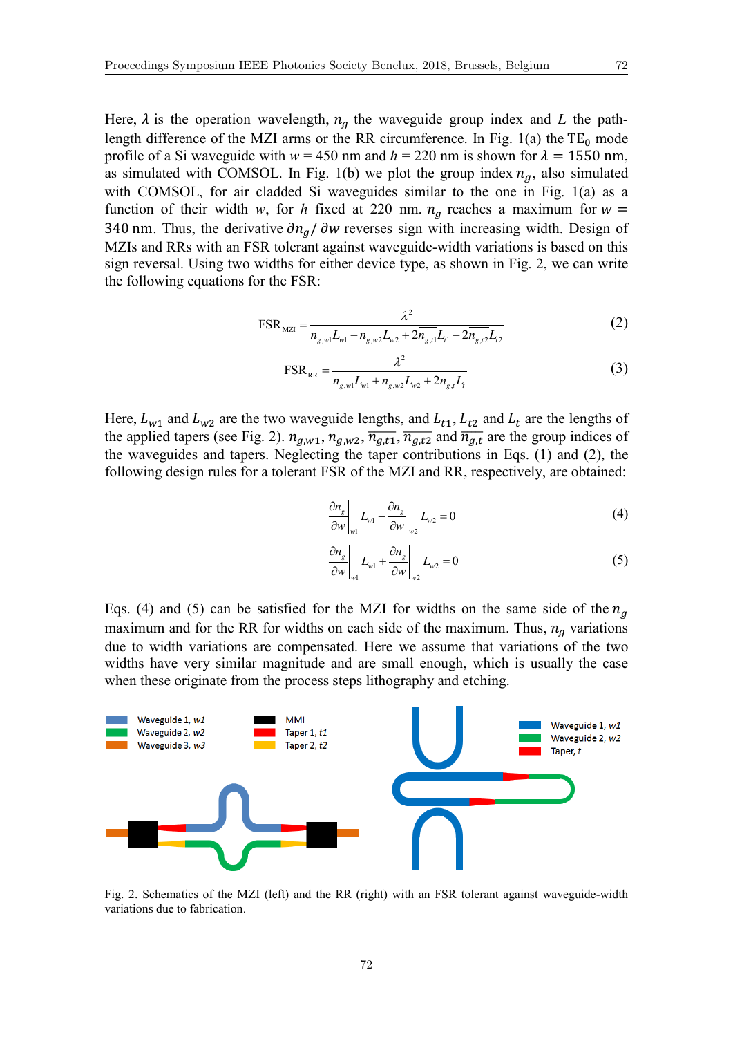Here, $\lambda$ is the operation wavelength, $n_g$ the waveguide group index and $L$ the path-length difference of the MZI arms or the RR circumference. In Fig. 1(a) the TE$_0$ mode profile of a Si waveguide with $w$ = 450 nm and $h$ = 220 nm is shown for $\lambda = 1550$ nm, as simulated with COMSOL. In Fig. 1(b) we plot the group index $n_g$, also simulated with COMSOL, for air cladded Si waveguides similar to the one in Fig. 1(a) as a function of their width $w$, for $h$ fixed at 220 nm. $n_g$ reaches a maximum for $w = 340$ nm. Thus, the derivative $\partial n_g / \partial w$ reverses sign with increasing width. Design of MZIs and RRs with an FSR tolerant against waveguide-width variations is based on this sign reversal. Using two widths for either device type, as shown in Fig. 2, we can write the following equations for the FSR:

$$\mathrm{FSR}_{\mathrm{MZI}} = \frac{\lambda^2}{n_{g,w1}L_{w1} - n_{g,w2}L_{w2} + 2\overline{n_{g,t1}}L_{t1} - 2\overline{n_{g,t2}}L_{t2}} \tag{2}$$

$$\mathrm{FSR}_{\mathrm{RR}} = \frac{\lambda^2}{n_{g,w1}L_{w1} + n_{g,w2}L_{w2} + 2\overline{n_{g,t}}L_{t}} \tag{3}$$

Here, $L_{w1}$ and $L_{w2}$ are the two waveguide lengths, and $L_{t1}$, $L_{t2}$ and $L_t$ are the lengths of the applied tapers (see Fig. 2). $n_{g,w1}$, $n_{g,w2}$, $\overline{n_{g,t1}}$, $\overline{n_{g,t2}}$ and $\overline{n_{g,t}}$ are the group indices of the waveguides and tapers. Neglecting the taper contributions in Eqs. (1) and (2), the following design rules for a tolerant FSR of the MZI and RR, respectively, are obtained:

$$\left.\frac{\partial n_g}{\partial w}\right|_{w1} L_{w1} - \left.\frac{\partial n_g}{\partial w}\right|_{w2} L_{w2} = 0 \tag{4}$$

$$\left.\frac{\partial n_g}{\partial w}\right|_{w1} L_{w1} + \left.\frac{\partial n_g}{\partial w}\right|_{w2} L_{w2} = 0 \tag{5}$$

Eqs. (4) and (5) can be satisfied for the MZI for widths on the same side of the $n_g$ maximum and for the RR for widths on each side of the maximum. Thus, $n_g$ variations due to width variations are compensated. Here we assume that variations of the two widths have very similar magnitude and are small enough, which is usually the case when these originate from the process steps lithography and etching.

Fig. 2. Schematics of the MZI (left) and the RR (right) with an FSR tolerant against waveguide-width variations due to fabrication.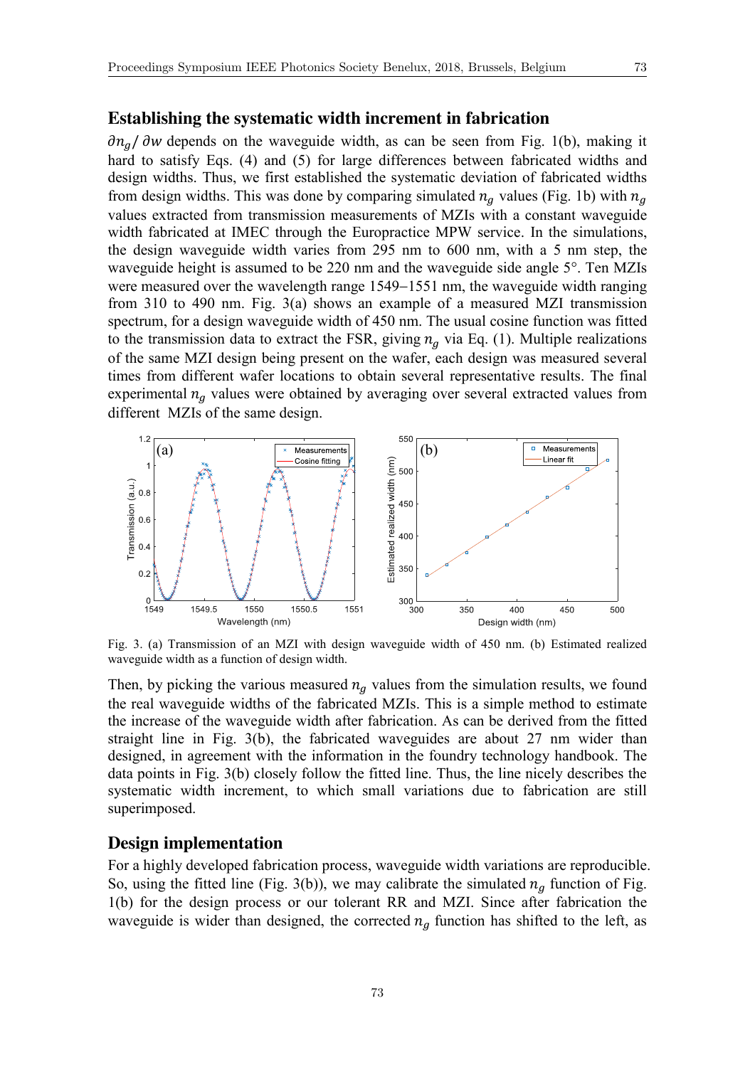## Establishing the systematic width increment in fabrication

$\partial n_g / \partial w$ depends on the waveguide width, as can be seen from Fig. 1(b), making it hard to satisfy Eqs. (4) and (5) for large differences between fabricated widths and design widths. Thus, we first established the systematic deviation of fabricated widths from design widths. This was done by comparing simulated $n_g$ values (Fig. 1b) with $n_g$ values extracted from transmission measurements of MZIs with a constant waveguide width fabricated at IMEC through the Europractice MPW service. In the simulations, the design waveguide width varies from 295 nm to 600 nm, with a 5 nm step, the waveguide height is assumed to be 220 nm and the waveguide side angle 5°. Ten MZIs were measured over the wavelength range 1549−1551 nm, the waveguide width ranging from 310 to 490 nm. Fig. 3(a) shows an example of a measured MZI transmission spectrum, for a design waveguide width of 450 nm. The usual cosine function was fitted to the transmission data to extract the FSR, giving $n_g$ via Eq. (1). Multiple realizations of the same MZI design being present on the wafer, each design was measured several times from different wafer locations to obtain several representative results. The final experimental $n_g$ values were obtained by averaging over several extracted values from different MZIs of the same design.

Fig. 3. (a) Transmission of an MZI with design waveguide width of 450 nm. (b) Estimated realized waveguide width as a function of design width.

Then, by picking the various measured $n_g$ values from the simulation results, we found the real waveguide widths of the fabricated MZIs. This is a simple method to estimate the increase of the waveguide width after fabrication. As can be derived from the fitted straight line in Fig. 3(b), the fabricated waveguides are about 27 nm wider than designed, in agreement with the information in the foundry technology handbook. The data points in Fig. 3(b) closely follow the fitted line. Thus, the line nicely describes the systematic width increment, to which small variations due to fabrication are still superimposed.

## Design implementation

For a highly developed fabrication process, waveguide width variations are reproducible. So, using the fitted line (Fig. 3(b)), we may calibrate the simulated $n_g$ function of Fig. 1(b) for the design process or our tolerant RR and MZI. Since after fabrication the waveguide is wider than designed, the corrected $n_g$ function has shifted to the left, as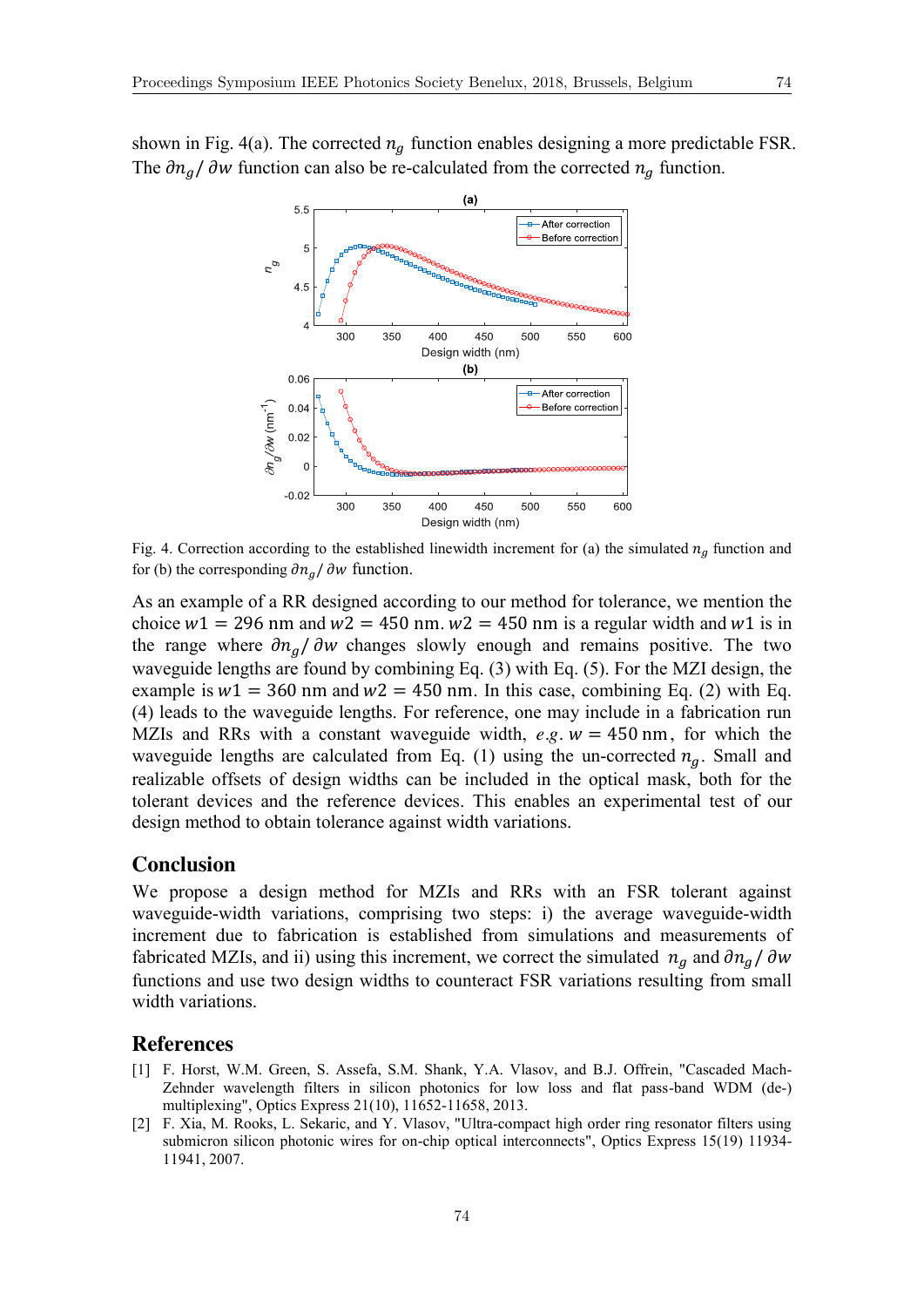shown in Fig. 4(a). The corrected $n_g$ function enables designing a more predictable FSR. The $\partial n_g / \partial w$ function can also be re-calculated from the corrected $n_g$ function.

(a)

5.5
5
4.5
4
$n_g$
300 350 400 450 500 550 600
Design width (nm)
After correction
Before correction

(b)

0.06
0.04
0.02
0
-0.02
$\partial n_g/\partial w$ (nm$^{-1}$)
300 350 400 450 500 550 600
Design width (nm)
After correction
Before correction

Fig. 4. Correction according to the established linewidth increment for (a) the simulated $n_g$ function and for (b) the corresponding $\partial n_g / \partial w$ function.

As an example of a RR designed according to our method for tolerance, we mention the choice $w1 = 296$ nm and $w2 = 450$ nm. $w2 = 450$ nm is a regular width and $w1$ is in the range where $\partial n_g / \partial w$ changes slowly enough and remains positive. The two waveguide lengths are found by combining Eq. (3) with Eq. (5). For the MZI design, the example is $w1 = 360$ nm and $w2 = 450$ nm. In this case, combining Eq. (2) with Eq. (4) leads to the waveguide lengths. For reference, one may include in a fabrication run MZIs and RRs with a constant waveguide width, *e.g.* $w = 450$ nm, for which the waveguide lengths are calculated from Eq. (1) using the un-corrected $n_g$. Small and realizable offsets of design widths can be included in the optical mask, both for the tolerant devices and the reference devices. This enables an experimental test of our design method to obtain tolerance against width variations.

## Conclusion

We propose a design method for MZIs and RRs with an FSR tolerant against waveguide-width variations, comprising two steps: i) the average waveguide-width increment due to fabrication is established from simulations and measurements of fabricated MZIs, and ii) using this increment, we correct the simulated $n_g$ and $\partial n_g / \partial w$ functions and use two design widths to counteract FSR variations resulting from small width variations.

## References

[1] F. Horst, W.M. Green, S. Assefa, S.M. Shank, Y.A. Vlasov, and B.J. Offrein, "Cascaded Mach-Zehnder wavelength filters in silicon photonics for low loss and flat pass-band WDM (de-) multiplexing", Optics Express 21(10), 11652-11658, 2013.

[2] F. Xia, M. Rooks, L. Sekaric, and Y. Vlasov, "Ultra-compact high order ring resonator filters using submicron silicon photonic wires for on-chip optical interconnects", Optics Express 15(19) 11934-11941, 2007.